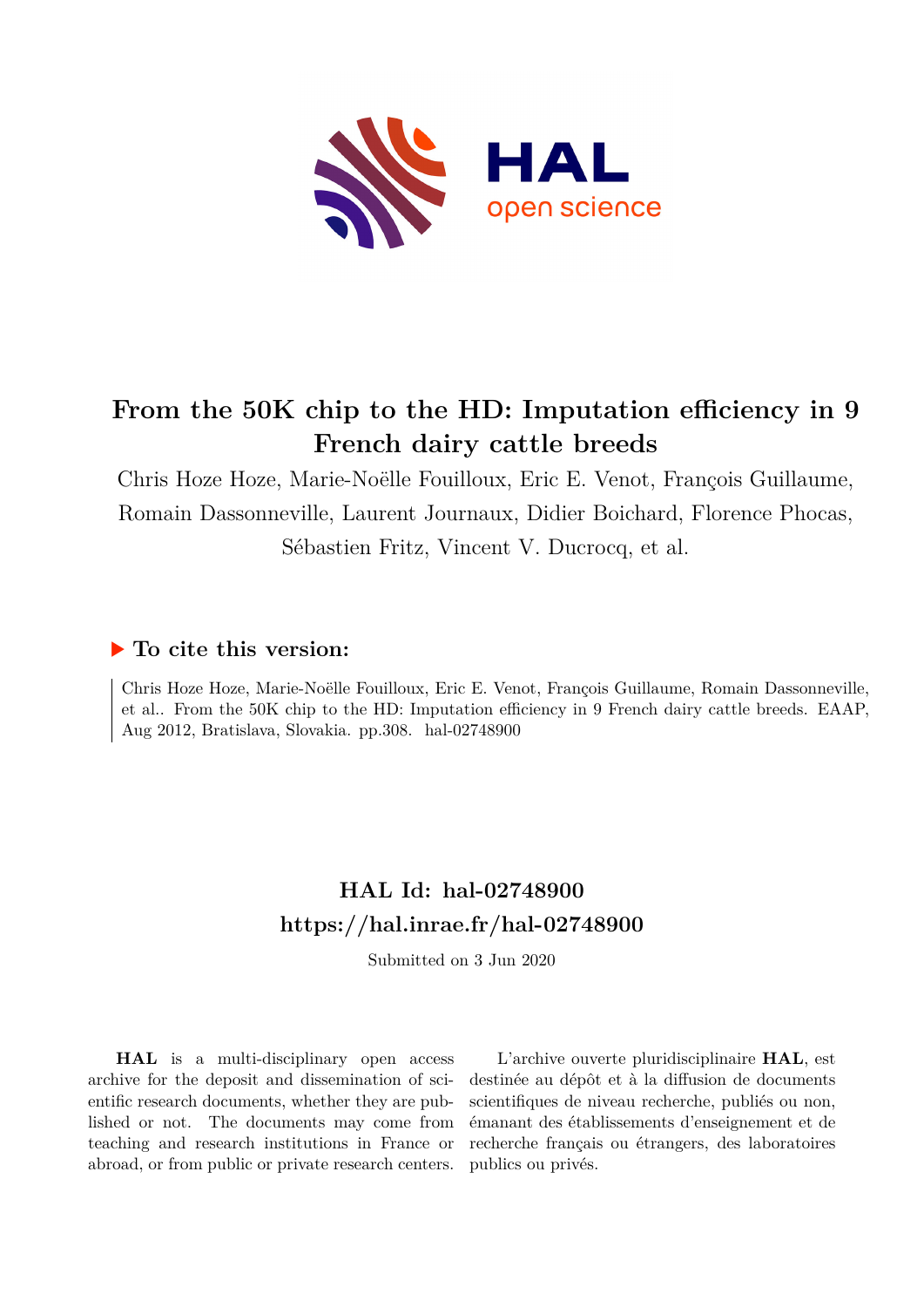# From the 50K chip to the HD: Imputation efficiency in 9 French dairy cattle breeds

Chris Hoze Hoze, Marie-Noëlle Fouilloux, Eric E. Venot, François Guillaume, Romain Dassonneville, Laurent Journaux, Didier Boichard, Florence Phocas, Sébastien Fritz, Vincent V. Ducrocq, et al.

## ▶ To cite this version:

Chris Hoze Hoze, Marie-Noëlle Fouilloux, Eric E. Venot, François Guillaume, Romain Dassonneville, et al.. From the 50K chip to the HD: Imputation efficiency in 9 French dairy cattle breeds. EAAP, Aug 2012, Bratislava, Slovakia. pp.308. hal-02748900

## HAL Id: hal-02748900
## https://hal.inrae.fr/hal-02748900

Submitted on 3 Jun 2020

**HAL** is a multi-disciplinary open access archive for the deposit and dissemination of scientific research documents, whether they are published or not. The documents may come from teaching and research institutions in France or abroad, or from public or private research centers.

L'archive ouverte pluridisciplinaire **HAL**, est destinée au dépôt et à la diffusion de documents scientifiques de niveau recherche, publiés ou non, émanant des établissements d'enseignement et de recherche français ou étrangers, des laboratoires publics ou privés.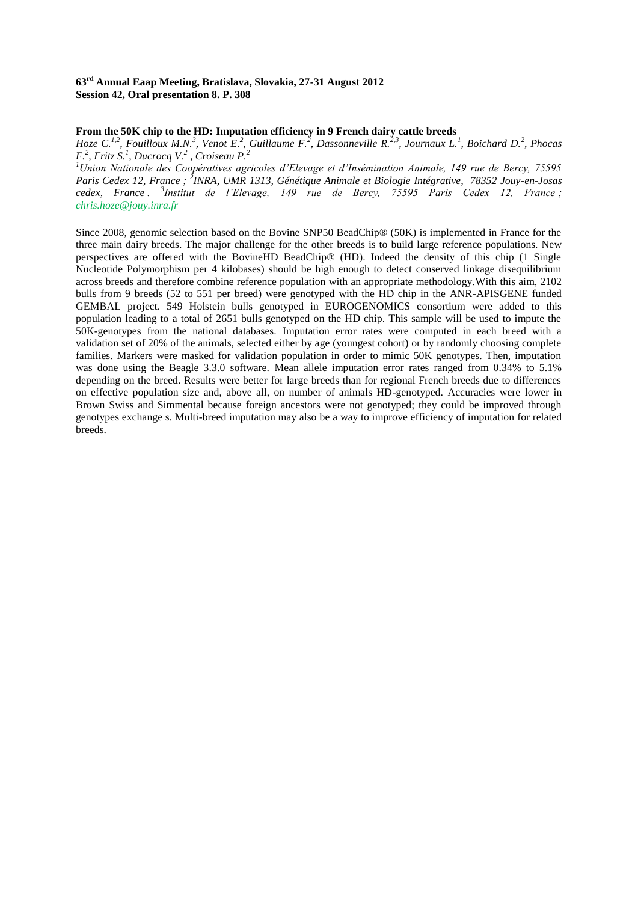**63rd Annual Eaap Meeting, Bratislava, Slovakia, 27-31 August 2012**
**Session 42, Oral presentation 8. P. 308**

**From the 50K chip to the HD: Imputation efficiency in 9 French dairy cattle breeds**

*Hoze C.[1,2], Fouilloux M.N.[3], Venot E.[2], Guillaume F.[2], Dassonneville R.[2,3], Journaux L.[1], Boichard D.[2], Phocas F.[2], Fritz S.[1], Ducrocq V.[2], Croiseau P.[2]*

*[1]Union Nationale des Coopératives agricoles d'Elevage et d'Insémination Animale, 149 rue de Bercy, 75595 Paris Cedex 12, France ; [2]INRA, UMR 1313, Génétique Animale et Biologie Intégrative, 78352 Jouy-en-Josas cedex, France . [3]Institut de l'Elevage, 149 rue de Bercy, 75595 Paris Cedex 12, France ; chris.hoze@jouy.inra.fr*

Since 2008, genomic selection based on the Bovine SNP50 BeadChip® (50K) is implemented in France for the three main dairy breeds. The major challenge for the other breeds is to build large reference populations. New perspectives are offered with the BovineHD BeadChip® (HD). Indeed the density of this chip (1 Single Nucleotide Polymorphism per 4 kilobases) should be high enough to detect conserved linkage disequilibrium across breeds and therefore combine reference population with an appropriate methodology.With this aim, 2102 bulls from 9 breeds (52 to 551 per breed) were genotyped with the HD chip in the ANR-APISGENE funded GEMBAL project. 549 Holstein bulls genotyped in EUROGENOMICS consortium were added to this population leading to a total of 2651 bulls genotyped on the HD chip. This sample will be used to impute the 50K-genotypes from the national databases. Imputation error rates were computed in each breed with a validation set of 20% of the animals, selected either by age (youngest cohort) or by randomly choosing complete families. Markers were masked for validation population in order to mimic 50K genotypes. Then, imputation was done using the Beagle 3.3.0 software. Mean allele imputation error rates ranged from 0.34% to 5.1% depending on the breed. Results were better for large breeds than for regional French breeds due to differences on effective population size and, above all, on number of animals HD-genotyped. Accuracies were lower in Brown Swiss and Simmental because foreign ancestors were not genotyped; they could be improved through genotypes exchange s. Multi-breed imputation may also be a way to improve efficiency of imputation for related breeds.